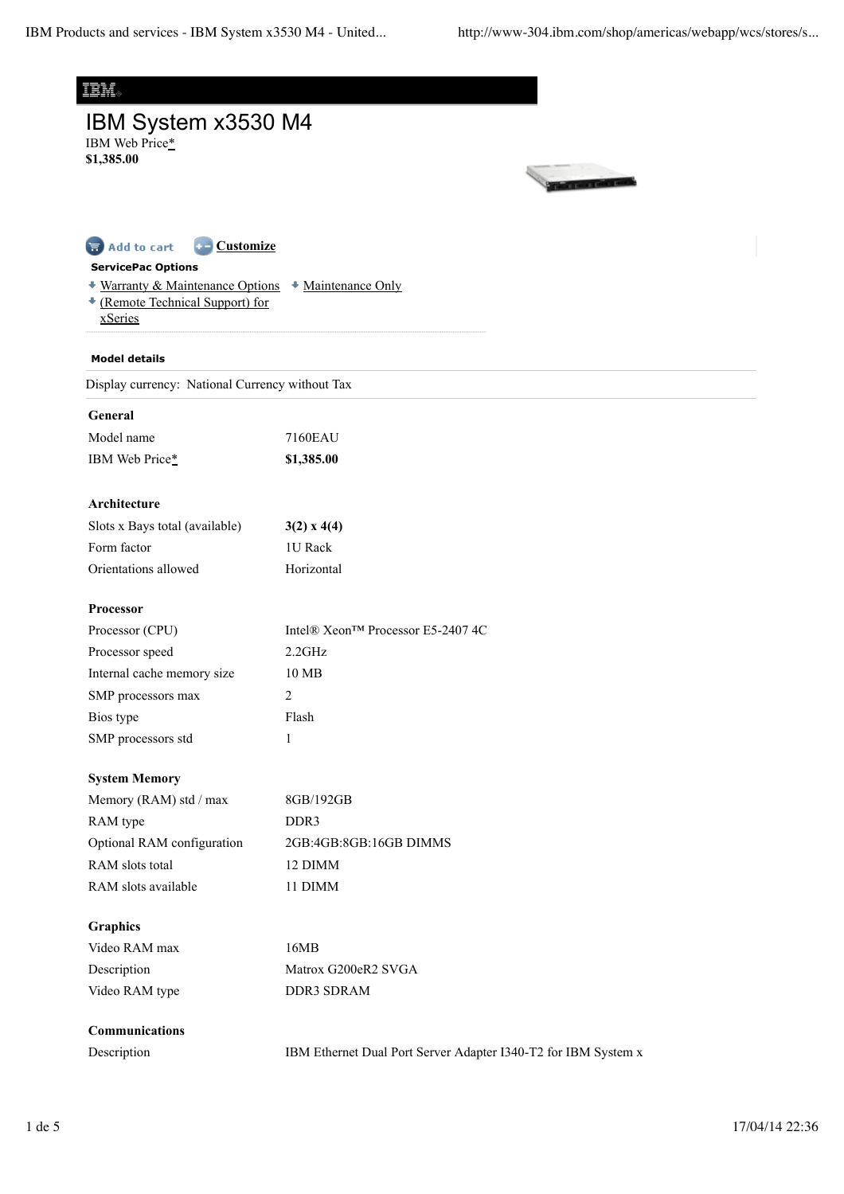# IBM System x3530 M4

IBM Web Price*
**$1,385.00**

Add to cart | Customize

**ServicePac Options**

- Warranty & Maintenance Options
- Maintenance Only
- (Remote Technical Support) for xSeries

**Model details**

Display currency: National Currency without Tax

| **General** | |
|---|---|
| Model name | 7160EAU |
| IBM Web Price* | **$1,385.00** |

| **Architecture** | |
|---|---|
| Slots x Bays total (available) | **3(2) x 4(4)** |
| Form factor | 1U Rack |
| Orientations allowed | Horizontal |

| **Processor** | |
|---|---|
| Processor (CPU) | Intel® Xeon™ Processor E5-2407 4C |
| Processor speed | 2.2GHz |
| Internal cache memory size | 10 MB |
| SMP processors max | 2 |
| Bios type | Flash |
| SMP processors std | 1 |

| **System Memory** | |
|---|---|
| Memory (RAM) std / max | 8GB/192GB |
| RAM type | DDR3 |
| Optional RAM configuration | 2GB:4GB:8GB:16GB DIMMS |
| RAM slots total | 12 DIMM |
| RAM slots available | 11 DIMM |

| **Graphics** | |
|---|---|
| Video RAM max | 16MB |
| Description | Matrox G200eR2 SVGA |
| Video RAM type | DDR3 SDRAM |

| **Communications** | |
|---|---|
| Description | IBM Ethernet Dual Port Server Adapter I340-T2 for IBM System x |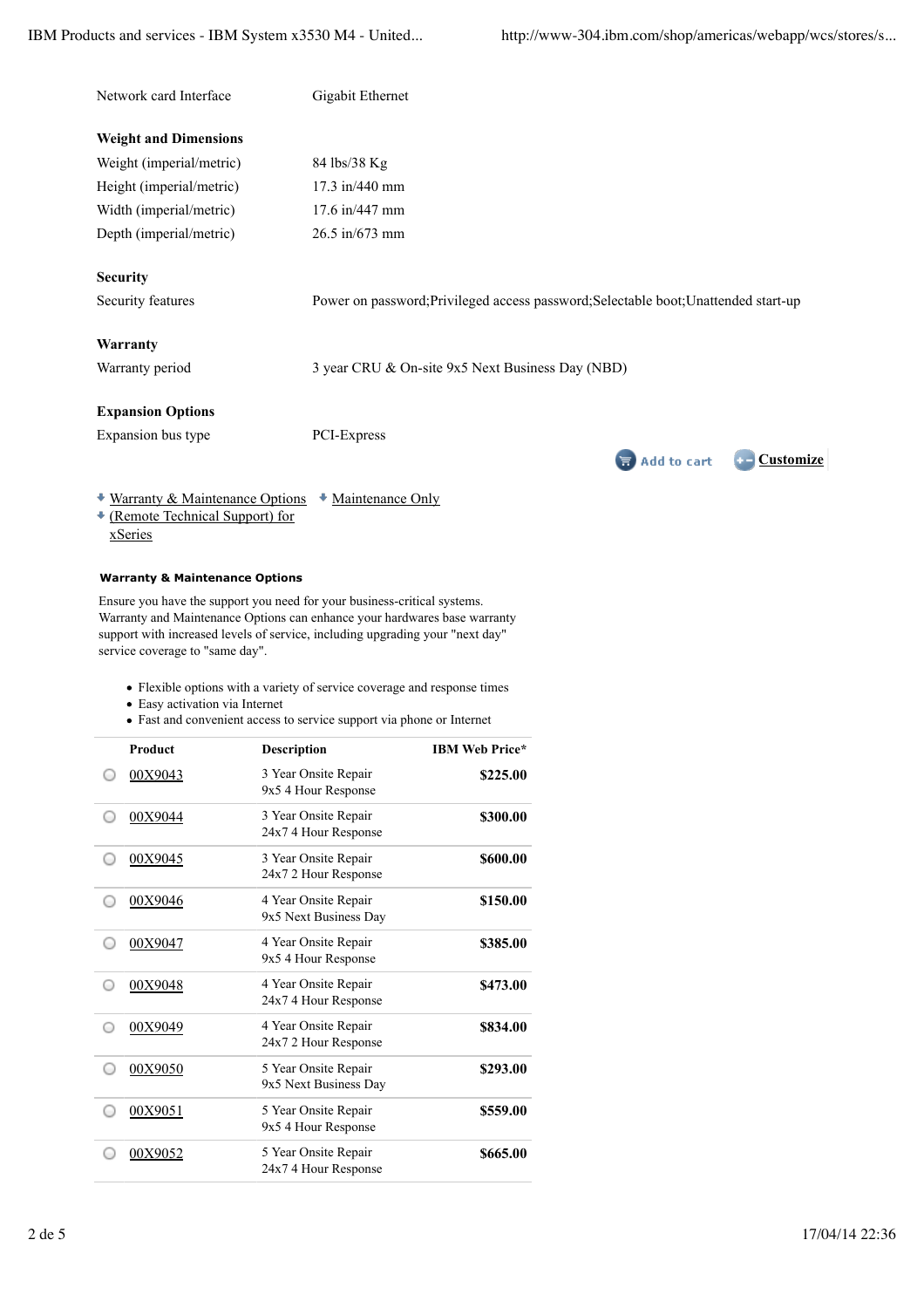| | |
|---|---|
| Network card Interface | Gigabit Ethernet |

**Weight and Dimensions**

| | |
|---|---|
| Weight (imperial/metric) | 84 lbs/38 Kg |
| Height (imperial/metric) | 17.3 in/440 mm |
| Width (imperial/metric) | 17.6 in/447 mm |
| Depth (imperial/metric) | 26.5 in/673 mm |

**Security**

| | |
|---|---|
| Security features | Power on password;Privileged access password;Selectable boot;Unattended start-up |

**Warranty**

| | |
|---|---|
| Warranty period | 3 year CRU & On-site 9x5 Next Business Day (NBD) |

**Expansion Options**

| | |
|---|---|
| Expansion bus type | PCI-Express |

Add to cart | Customize

- Warranty & Maintenance Options
- Maintenance Only
- (Remote Technical Support) for xSeries

#### Warranty & Maintenance Options

Ensure you have the support you need for your business-critical systems. Warranty and Maintenance Options can enhance your hardwares base warranty support with increased levels of service, including upgrading your "next day" service coverage to "same day".

- Flexible options with a variety of service coverage and response times
- Easy activation via Internet
- Fast and convenient access to service support via phone or Internet

| Product | Description | IBM Web Price* |
|---|---|---|
| 00X9043 | 3 Year Onsite Repair 9x5 4 Hour Response | **$225.00** |
| 00X9044 | 3 Year Onsite Repair 24x7 4 Hour Response | **$300.00** |
| 00X9045 | 3 Year Onsite Repair 24x7 2 Hour Response | **$600.00** |
| 00X9046 | 4 Year Onsite Repair 9x5 Next Business Day | **$150.00** |
| 00X9047 | 4 Year Onsite Repair 9x5 4 Hour Response | **$385.00** |
| 00X9048 | 4 Year Onsite Repair 24x7 4 Hour Response | **$473.00** |
| 00X9049 | 4 Year Onsite Repair 24x7 2 Hour Response | **$834.00** |
| 00X9050 | 5 Year Onsite Repair 9x5 Next Business Day | **$293.00** |
| 00X9051 | 5 Year Onsite Repair 9x5 4 Hour Response | **$559.00** |
| 00X9052 | 5 Year Onsite Repair 24x7 4 Hour Response | **$665.00** |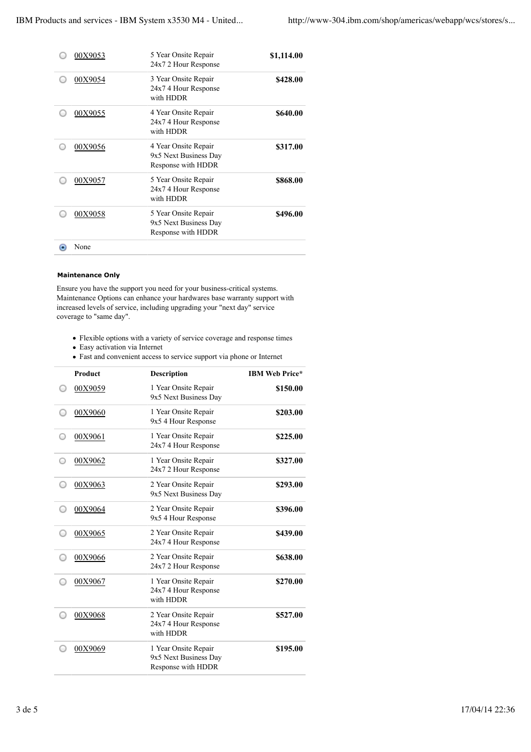| | Product | Description | IBM Web Price* |
|---|---|---|---|
| ○ | 00X9053 | 5 Year Onsite Repair 24x7 2 Hour Response | $1,114.00 |
| ○ | 00X9054 | 3 Year Onsite Repair 24x7 4 Hour Response with HDDR | $428.00 |
| ○ | 00X9055 | 4 Year Onsite Repair 24x7 4 Hour Response with HDDR | $640.00 |
| ○ | 00X9056 | 4 Year Onsite Repair 9x5 Next Business Day Response with HDDR | $317.00 |
| ○ | 00X9057 | 5 Year Onsite Repair 24x7 4 Hour Response with HDDR | $868.00 |
| ○ | 00X9058 | 5 Year Onsite Repair 9x5 Next Business Day Response with HDDR | $496.00 |
| ● | None | | |

#### Maintenance Only

Ensure you have the support you need for your business-critical systems. Maintenance Options can enhance your hardwares base warranty support with increased levels of service, including upgrading your "next day" service coverage to "same day".

- Flexible options with a variety of service coverage and response times
- Easy activation via Internet
- Fast and convenient access to service support via phone or Internet

| | Product | Description | IBM Web Price* |
|---|---|---|---|
| ○ | 00X9059 | 1 Year Onsite Repair 9x5 Next Business Day | $150.00 |
| ○ | 00X9060 | 1 Year Onsite Repair 9x5 4 Hour Response | $203.00 |
| ○ | 00X9061 | 1 Year Onsite Repair 24x7 4 Hour Response | $225.00 |
| ○ | 00X9062 | 1 Year Onsite Repair 24x7 2 Hour Response | $327.00 |
| ○ | 00X9063 | 2 Year Onsite Repair 9x5 Next Business Day | $293.00 |
| ○ | 00X9064 | 2 Year Onsite Repair 9x5 4 Hour Response | $396.00 |
| ○ | 00X9065 | 2 Year Onsite Repair 24x7 4 Hour Response | $439.00 |
| ○ | 00X9066 | 2 Year Onsite Repair 24x7 2 Hour Response | $638.00 |
| ○ | 00X9067 | 1 Year Onsite Repair 24x7 4 Hour Response with HDDR | $270.00 |
| ○ | 00X9068 | 2 Year Onsite Repair 24x7 4 Hour Response with HDDR | $527.00 |
| ○ | 00X9069 | 1 Year Onsite Repair 9x5 Next Business Day Response with HDDR | $195.00 |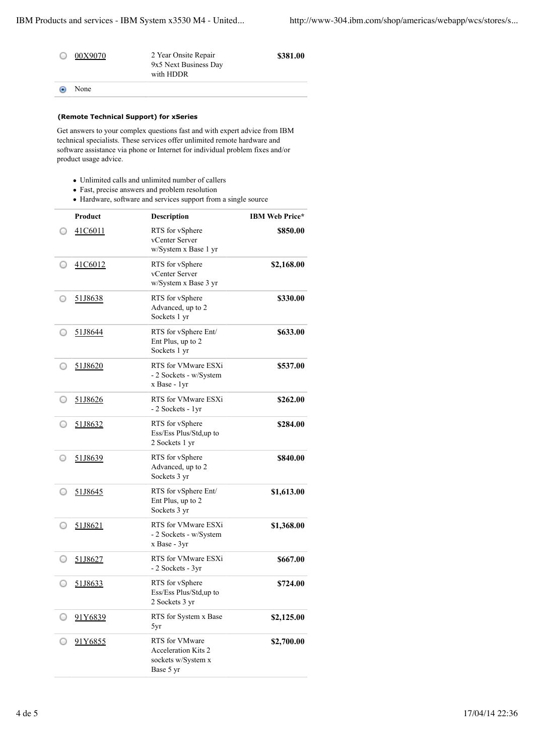| | Product | Description | IBM Web Price* |
|---|---|---|---|
| ○ | 00X9070 | 2 Year Onsite Repair 9x5 Next Business Day with HDDR | **$381.00** |
| ◉ | None | | |

**(Remote Technical Support) for xSeries**

Get answers to your complex questions fast and with expert advice from IBM technical specialists. These services offer unlimited remote hardware and software assistance via phone or Internet for individual problem fixes and/or product usage advice.

- Unlimited calls and unlimited number of callers
- Fast, precise answers and problem resolution
- Hardware, software and services support from a single source

| | Product | Description | IBM Web Price* |
|---|---|---|---|
| ○ | 41C6011 | RTS for vSphere vCenter Server w/System x Base 1 yr | **$850.00** |
| ○ | 41C6012 | RTS for vSphere vCenter Server w/System x Base 3 yr | **$2,168.00** |
| ○ | 51J8638 | RTS for vSphere Advanced, up to 2 Sockets 1 yr | **$330.00** |
| ○ | 51J8644 | RTS for vSphere Ent/ Ent Plus, up to 2 Sockets 1 yr | **$633.00** |
| ○ | 51J8620 | RTS for VMware ESXi - 2 Sockets - w/System x Base - 1yr | **$537.00** |
| ○ | 51J8626 | RTS for VMware ESXi - 2 Sockets - 1yr | **$262.00** |
| ○ | 51J8632 | RTS for vSphere Ess/Ess Plus/Std,up to 2 Sockets 1 yr | **$284.00** |
| ○ | 51J8639 | RTS for vSphere Advanced, up to 2 Sockets 3 yr | **$840.00** |
| ○ | 51J8645 | RTS for vSphere Ent/ Ent Plus, up to 2 Sockets 3 yr | **$1,613.00** |
| ○ | 51J8621 | RTS for VMware ESXi - 2 Sockets - w/System x Base - 3yr | **$1,368.00** |
| ○ | 51J8627 | RTS for VMware ESXi - 2 Sockets - 3yr | **$667.00** |
| ○ | 51J8633 | RTS for vSphere Ess/Ess Plus/Std,up to 2 Sockets 3 yr | **$724.00** |
| ○ | 91Y6839 | RTS for System x Base 5yr | **$2,125.00** |
| ○ | 91Y6855 | RTS for VMware Acceleration Kits 2 sockets w/System x Base 5 yr | **$2,700.00** |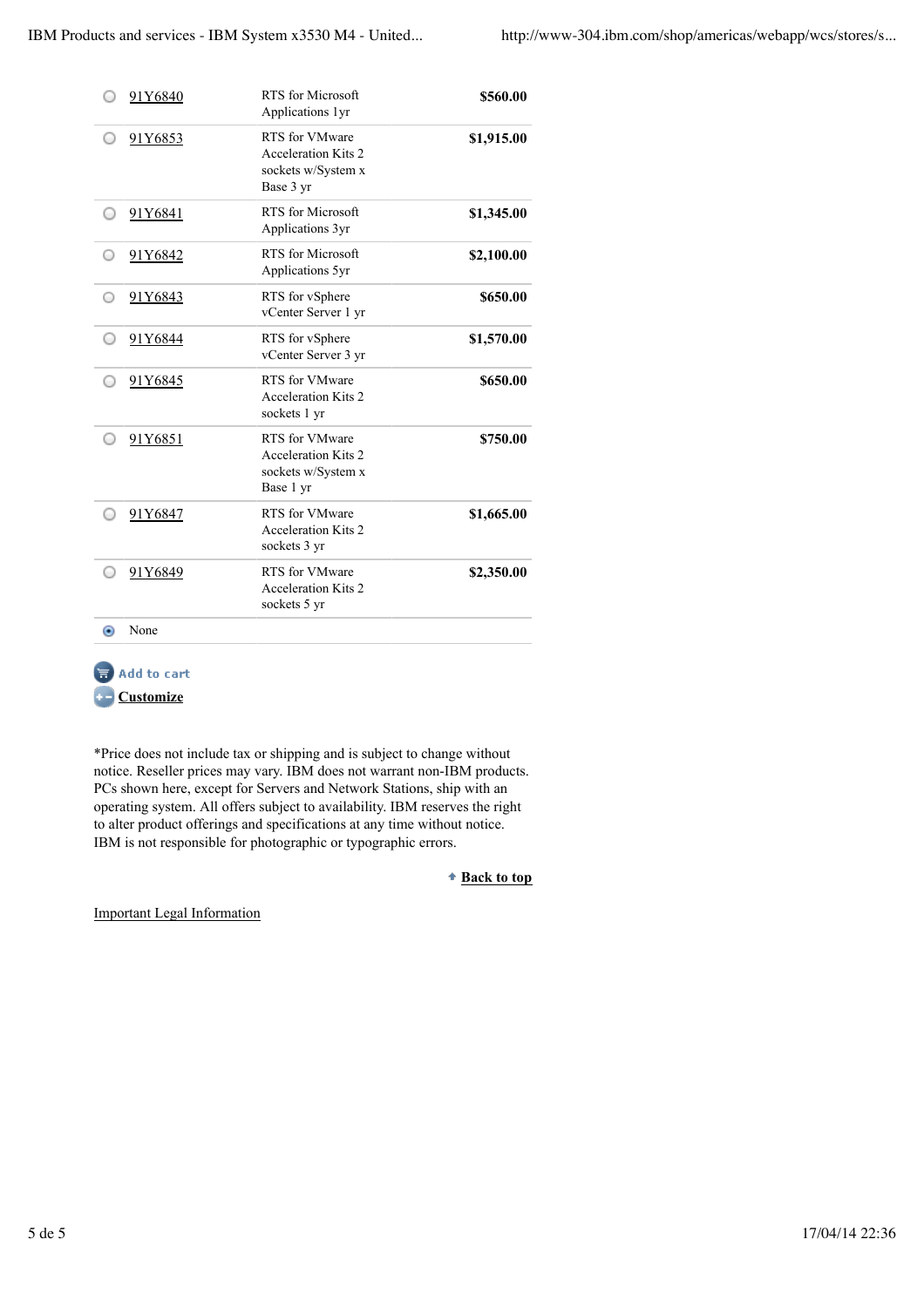| | | | |
|---|---|---|---|
| ○ | 91Y6840 | RTS for Microsoft Applications 1yr | **$560.00** |
| ○ | 91Y6853 | RTS for VMware Acceleration Kits 2 sockets w/System x Base 3 yr | **$1,915.00** |
| ○ | 91Y6841 | RTS for Microsoft Applications 3yr | **$1,345.00** |
| ○ | 91Y6842 | RTS for Microsoft Applications 5yr | **$2,100.00** |
| ○ | 91Y6843 | RTS for vSphere vCenter Server 1 yr | **$650.00** |
| ○ | 91Y6844 | RTS for vSphere vCenter Server 3 yr | **$1,570.00** |
| ○ | 91Y6845 | RTS for VMware Acceleration Kits 2 sockets 1 yr | **$650.00** |
| ○ | 91Y6851 | RTS for VMware Acceleration Kits 2 sockets w/System x Base 1 yr | **$750.00** |
| ○ | 91Y6847 | RTS for VMware Acceleration Kits 2 sockets 3 yr | **$1,665.00** |
| ○ | 91Y6849 | RTS for VMware Acceleration Kits 2 sockets 5 yr | **$2,350.00** |
| ◉ | None | | |

Add to cart

**Customize**

*Price does not include tax or shipping and is subject to change without notice. Reseller prices may vary. IBM does not warrant non-IBM products. PCs shown here, except for Servers and Network Stations, ship with an operating system. All offers subject to availability. IBM reserves the right to alter product offerings and specifications at any time without notice. IBM is not responsible for photographic or typographic errors.

**Back to top**

Important Legal Information